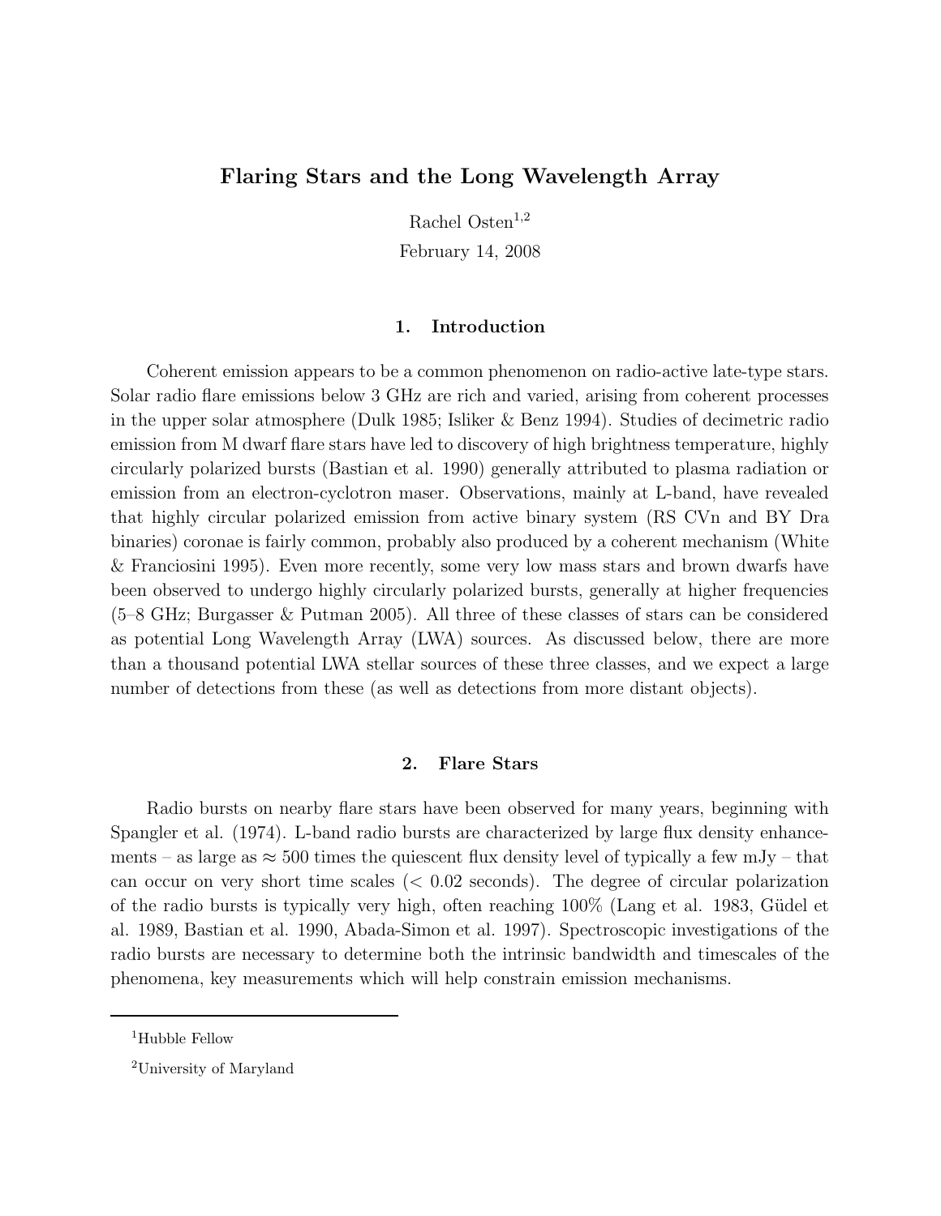# Flaring Stars and the Long Wavelength Array

Rachel Osten[1,2]

February 14, 2008

## 1. Introduction

Coherent emission appears to be a common phenomenon on radio-active late-type stars. Solar radio flare emissions below 3 GHz are rich and varied, arising from coherent processes in the upper solar atmosphere (Dulk 1985; Isliker & Benz 1994). Studies of decimetric radio emission from M dwarf flare stars have led to discovery of high brightness temperature, highly circularly polarized bursts (Bastian et al. 1990) generally attributed to plasma radiation or emission from an electron-cyclotron maser. Observations, mainly at L-band, have revealed that highly circular polarized emission from active binary system (RS CVn and BY Dra binaries) coronae is fairly common, probably also produced by a coherent mechanism (White & Franciosini 1995). Even more recently, some very low mass stars and brown dwarfs have been observed to undergo highly circularly polarized bursts, generally at higher frequencies (5–8 GHz; Burgasser & Putman 2005). All three of these classes of stars can be considered as potential Long Wavelength Array (LWA) sources. As discussed below, there are more than a thousand potential LWA stellar sources of these three classes, and we expect a large number of detections from these (as well as detections from more distant objects).

## 2. Flare Stars

Radio bursts on nearby flare stars have been observed for many years, beginning with Spangler et al. (1974). L-band radio bursts are characterized by large flux density enhancements – as large as $\approx 500$ times the quiescent flux density level of typically a few mJy – that can occur on very short time scales ($< 0.02$ seconds). The degree of circular polarization of the radio bursts is typically very high, often reaching 100% (Lang et al. 1983, Güdel et al. 1989, Bastian et al. 1990, Abada-Simon et al. 1997). Spectroscopic investigations of the radio bursts are necessary to determine both the intrinsic bandwidth and timescales of the phenomena, key measurements which will help constrain emission mechanisms.

[1] Hubble Fellow

[2] University of Maryland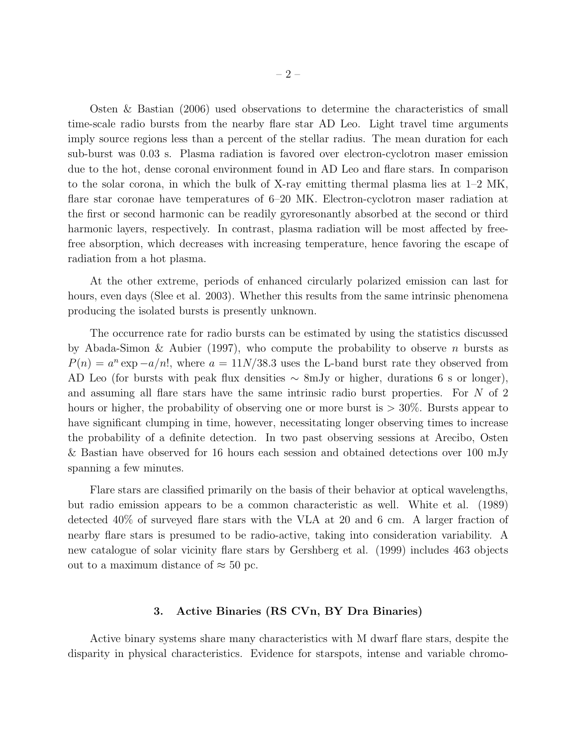Osten & Bastian (2006) used observations to determine the characteristics of small time-scale radio bursts from the nearby flare star AD Leo. Light travel time arguments imply source regions less than a percent of the stellar radius. The mean duration for each sub-burst was 0.03 s. Plasma radiation is favored over electron-cyclotron maser emission due to the hot, dense coronal environment found in AD Leo and flare stars. In comparison to the solar corona, in which the bulk of X-ray emitting thermal plasma lies at 1–2 MK, flare star coronae have temperatures of 6–20 MK. Electron-cyclotron maser radiation at the first or second harmonic can be readily gyroresonantly absorbed at the second or third harmonic layers, respectively. In contrast, plasma radiation will be most affected by free-free absorption, which decreases with increasing temperature, hence favoring the escape of radiation from a hot plasma.

At the other extreme, periods of enhanced circularly polarized emission can last for hours, even days (Slee et al. 2003). Whether this results from the same intrinsic phenomena producing the isolated bursts is presently unknown.

The occurrence rate for radio bursts can be estimated by using the statistics discussed by Abada-Simon & Aubier (1997), who compute the probability to observe $n$ bursts as $P(n) = a^n \exp -a/n!$, where $a = 11N/38.3$ uses the L-band burst rate they observed from AD Leo (for bursts with peak flux densities $\sim$ 8mJy or higher, durations 6 s or longer), and assuming all flare stars have the same intrinsic radio burst properties. For $N$ of 2 hours or higher, the probability of observing one or more burst is $> 30\%$. Bursts appear to have significant clumping in time, however, necessitating longer observing times to increase the probability of a definite detection. In two past observing sessions at Arecibo, Osten & Bastian have observed for 16 hours each session and obtained detections over 100 mJy spanning a few minutes.

Flare stars are classified primarily on the basis of their behavior at optical wavelengths, but radio emission appears to be a common characteristic as well. White et al. (1989) detected 40% of surveyed flare stars with the VLA at 20 and 6 cm. A larger fraction of nearby flare stars is presumed to be radio-active, taking into consideration variability. A new catalogue of solar vicinity flare stars by Gershberg et al. (1999) includes 463 objects out to a maximum distance of $\approx 50$ pc.

## 3. Active Binaries (RS CVn, BY Dra Binaries)

Active binary systems share many characteristics with M dwarf flare stars, despite the disparity in physical characteristics. Evidence for starspots, intense and variable chromo-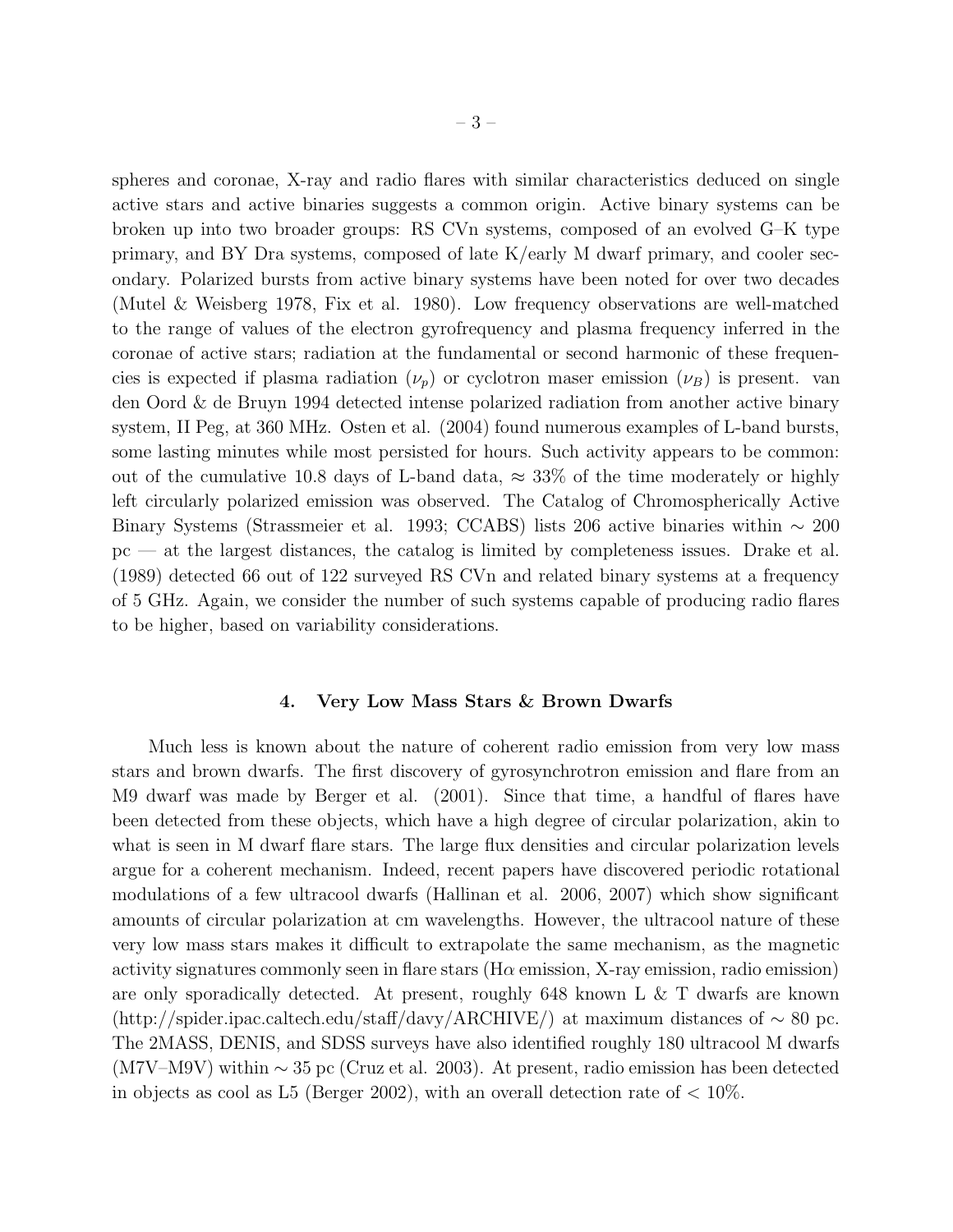spheres and coronae, X-ray and radio flares with similar characteristics deduced on single active stars and active binaries suggests a common origin. Active binary systems can be broken up into two broader groups: RS CVn systems, composed of an evolved G–K type primary, and BY Dra systems, composed of late K/early M dwarf primary, and cooler secondary. Polarized bursts from active binary systems have been noted for over two decades (Mutel & Weisberg 1978, Fix et al. 1980). Low frequency observations are well-matched to the range of values of the electron gyrofrequency and plasma frequency inferred in the coronae of active stars; radiation at the fundamental or second harmonic of these frequencies is expected if plasma radiation ($\nu_p$) or cyclotron maser emission ($\nu_B$) is present. van den Oord & de Bruyn 1994 detected intense polarized radiation from another active binary system, II Peg, at 360 MHz. Osten et al. (2004) found numerous examples of L-band bursts, some lasting minutes while most persisted for hours. Such activity appears to be common: out of the cumulative 10.8 days of L-band data, $\approx$ 33% of the time moderately or highly left circularly polarized emission was observed. The Catalog of Chromospherically Active Binary Systems (Strassmeier et al. 1993; CCABS) lists 206 active binaries within $\sim$ 200 pc — at the largest distances, the catalog is limited by completeness issues. Drake et al. (1989) detected 66 out of 122 surveyed RS CVn and related binary systems at a frequency of 5 GHz. Again, we consider the number of such systems capable of producing radio flares to be higher, based on variability considerations.

## 4. Very Low Mass Stars & Brown Dwarfs

Much less is known about the nature of coherent radio emission from very low mass stars and brown dwarfs. The first discovery of gyrosynchrotron emission and flare from an M9 dwarf was made by Berger et al. (2001). Since that time, a handful of flares have been detected from these objects, which have a high degree of circular polarization, akin to what is seen in M dwarf flare stars. The large flux densities and circular polarization levels argue for a coherent mechanism. Indeed, recent papers have discovered periodic rotational modulations of a few ultracool dwarfs (Hallinan et al. 2006, 2007) which show significant amounts of circular polarization at cm wavelengths. However, the ultracool nature of these very low mass stars makes it difficult to extrapolate the same mechanism, as the magnetic activity signatures commonly seen in flare stars (H$\alpha$ emission, X-ray emission, radio emission) are only sporadically detected. At present, roughly 648 known L & T dwarfs are known (http://spider.ipac.caltech.edu/staff/davy/ARCHIVE/) at maximum distances of $\sim$ 80 pc. The 2MASS, DENIS, and SDSS surveys have also identified roughly 180 ultracool M dwarfs (M7V–M9V) within $\sim$ 35 pc (Cruz et al. 2003). At present, radio emission has been detected in objects as cool as L5 (Berger 2002), with an overall detection rate of $<$ 10%.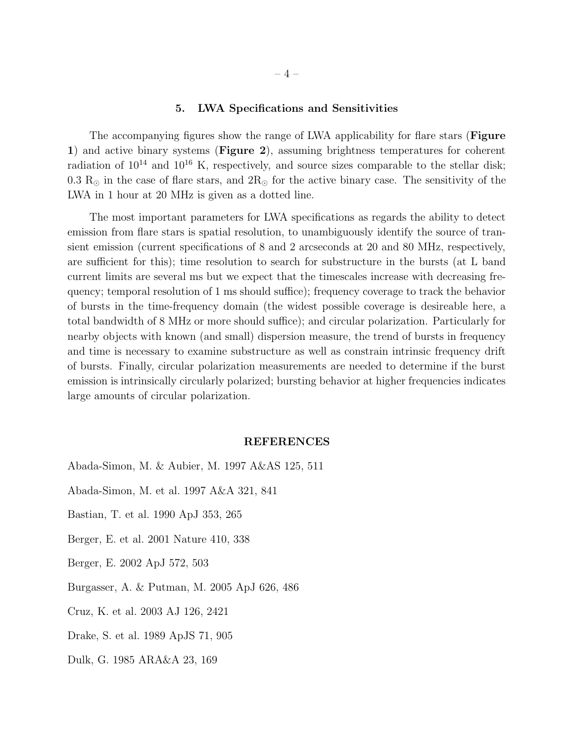## 5. LWA Specifications and Sensitivities

The accompanying figures show the range of LWA applicability for flare stars (**Figure 1**) and active binary systems (**Figure 2**), assuming brightness temperatures for coherent radiation of $10^{14}$ and $10^{16}$ K, respectively, and source sizes comparable to the stellar disk; 0.3 $R_{\odot}$ in the case of flare stars, and $2R_{\odot}$ for the active binary case. The sensitivity of the LWA in 1 hour at 20 MHz is given as a dotted line.

The most important parameters for LWA specifications as regards the ability to detect emission from flare stars is spatial resolution, to unambiguously identify the source of transient emission (current specifications of 8 and 2 arcseconds at 20 and 80 MHz, respectively, are sufficient for this); time resolution to search for substructure in the bursts (at L band current limits are several ms but we expect that the timescales increase with decreasing frequency; temporal resolution of 1 ms should suffice); frequency coverage to track the behavior of bursts in the time-frequency domain (the widest possible coverage is desireable here, a total bandwidth of 8 MHz or more should suffice); and circular polarization. Particularly for nearby objects with known (and small) dispersion measure, the trend of bursts in frequency and time is necessary to examine substructure as well as constrain intrinsic frequency drift of bursts. Finally, circular polarization measurements are needed to determine if the burst emission is intrinsically circularly polarized; bursting behavior at higher frequencies indicates large amounts of circular polarization.

## REFERENCES

Abada-Simon, M. & Aubier, M. 1997 A&AS 125, 511

Abada-Simon, M. et al. 1997 A&A 321, 841

Bastian, T. et al. 1990 ApJ 353, 265

Berger, E. et al. 2001 Nature 410, 338

Berger, E. 2002 ApJ 572, 503

Burgasser, A. & Putman, M. 2005 ApJ 626, 486

Cruz, K. et al. 2003 AJ 126, 2421

Drake, S. et al. 1989 ApJS 71, 905

Dulk, G. 1985 ARA&A 23, 169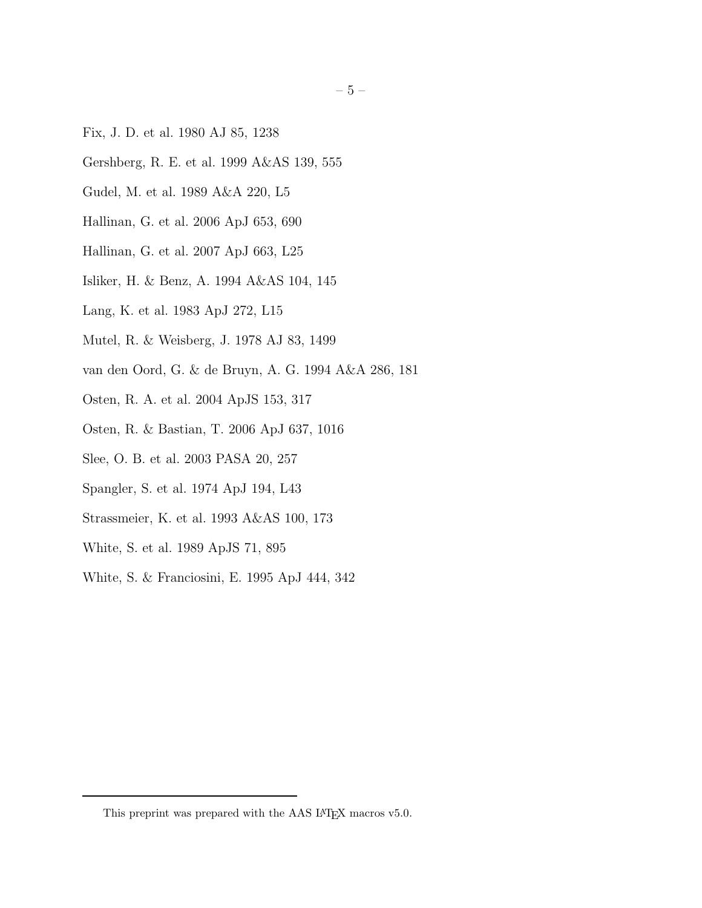Fix, J. D. et al. 1980 AJ 85, 1238

Gershberg, R. E. et al. 1999 A&AS 139, 555

Gudel, M. et al. 1989 A&A 220, L5

Hallinan, G. et al. 2006 ApJ 653, 690

Hallinan, G. et al. 2007 ApJ 663, L25

Isliker, H. & Benz, A. 1994 A&AS 104, 145

Lang, K. et al. 1983 ApJ 272, L15

Mutel, R. & Weisberg, J. 1978 AJ 83, 1499

van den Oord, G. & de Bruyn, A. G. 1994 A&A 286, 181

Osten, R. A. et al. 2004 ApJS 153, 317

Osten, R. & Bastian, T. 2006 ApJ 637, 1016

Slee, O. B. et al. 2003 PASA 20, 257

Spangler, S. et al. 1974 ApJ 194, L43

Strassmeier, K. et al. 1993 A&AS 100, 173

White, S. et al. 1989 ApJS 71, 895

White, S. & Franciosini, E. 1995 ApJ 444, 342

---

This preprint was prepared with the AAS LaTeX macros v5.0.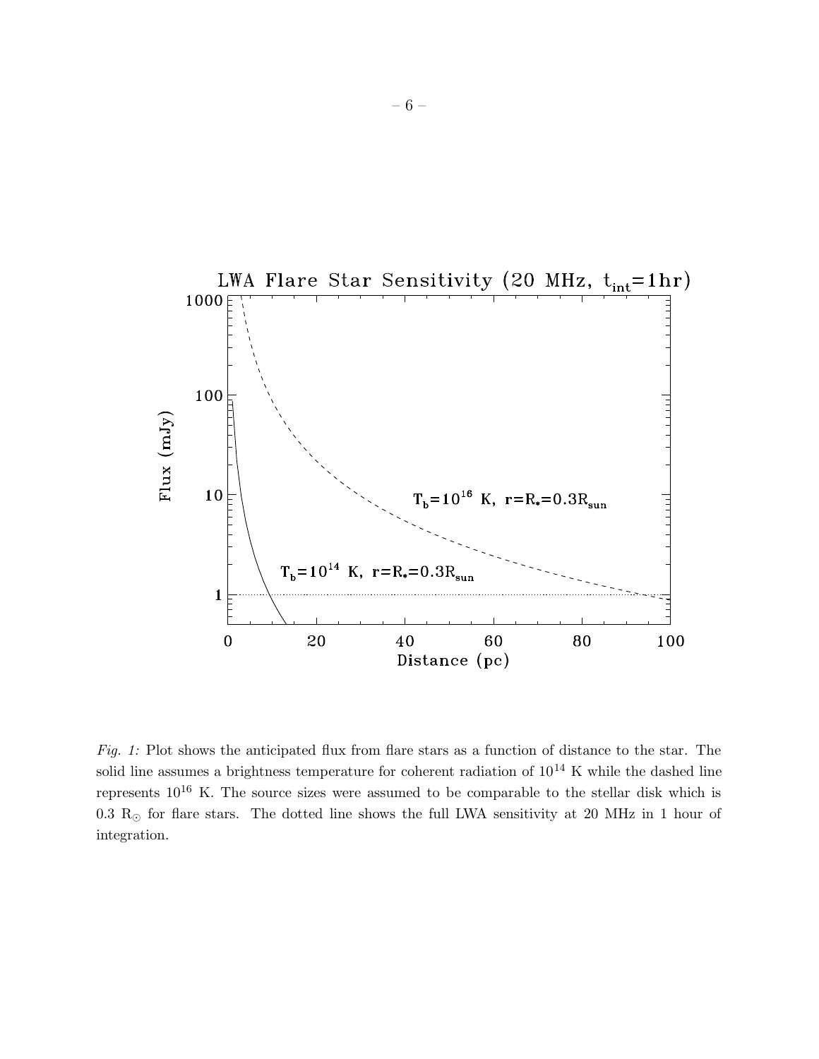*Fig. 1:* Plot shows the anticipated flux from flare stars as a function of distance to the star. The solid line assumes a brightness temperature for coherent radiation of $10^{14}$ K while the dashed line represents $10^{16}$ K. The source sizes were assumed to be comparable to the stellar disk which is 0.3 $R_{\odot}$ for flare stars. The dotted line shows the full LWA sensitivity at 20 MHz in 1 hour of integration.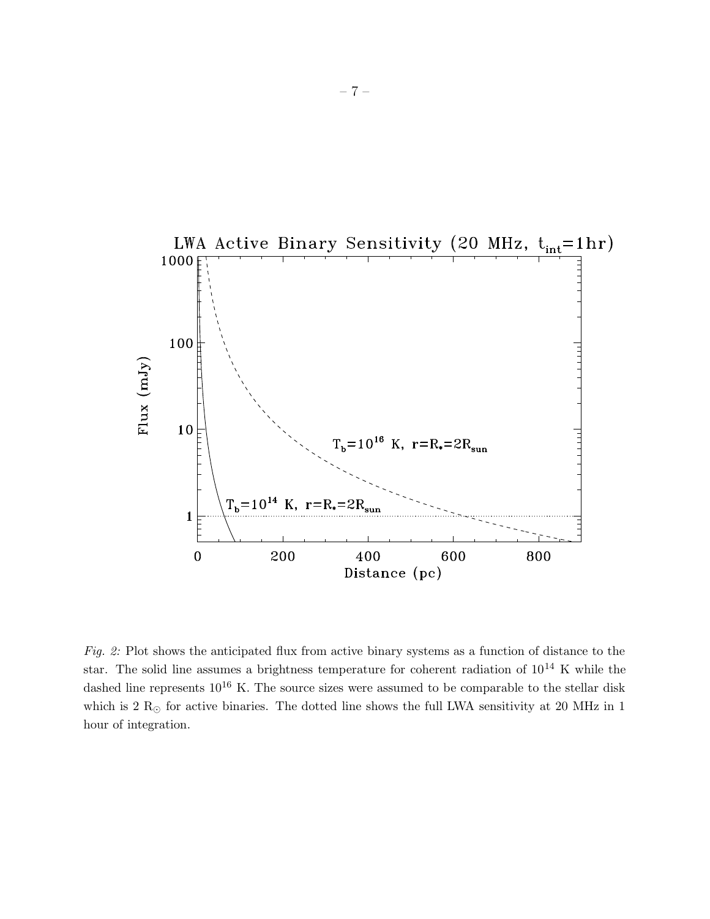LWA Active Binary Sensitivity (20 MHz, $t_{int}$=1hr)

1000

100

10

1

Flux (mJy)

0

200

400

600

800

Distance (pc)

$T_b=10^{16}$ K, $r=R_*=2R_{sun}$

$T_b=10^{14}$ K, $r=R_*=2R_{sun}$

*Fig. 2:* Plot shows the anticipated flux from active binary systems as a function of distance to the star. The solid line assumes a brightness temperature for coherent radiation of $10^{14}$ K while the dashed line represents $10^{16}$ K. The source sizes were assumed to be comparable to the stellar disk which is 2 $R_\odot$ for active binaries. The dotted line shows the full LWA sensitivity at 20 MHz in 1 hour of integration.